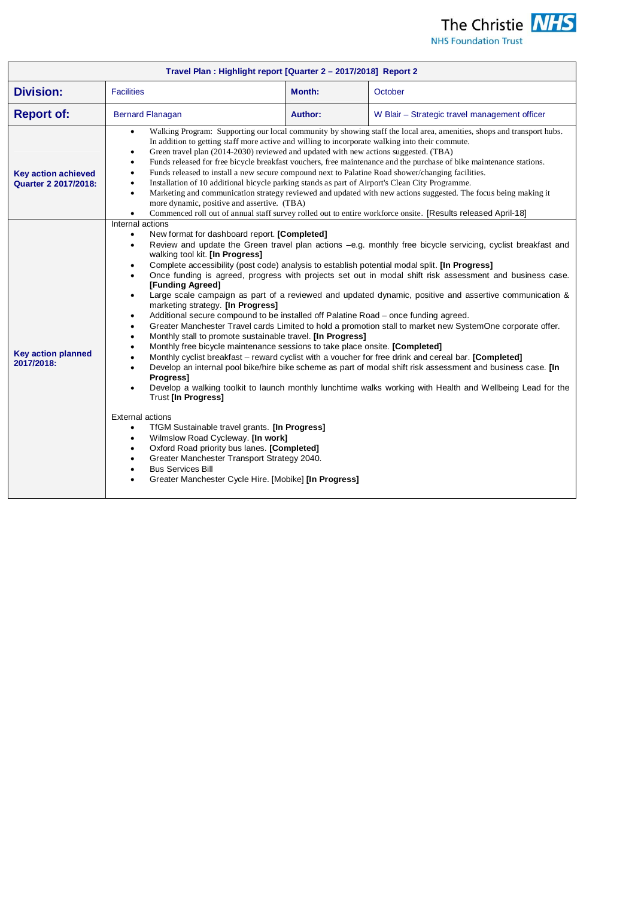The Christie NHS
NHS Foundation Trust

| Travel Plan : Highlight report [Quarter 2 – 2017/2018] Report 2 | | | |
|---|---|---|---|
| **Division:** | Facilities | **Month:** | October |
| **Report of:** | Bernard Flanagan | **Author:** | W Blair – Strategic travel management officer |
| **Key action achieved Quarter 2 2017/2018:** | • Walking Program: Supporting our local community by showing staff the local area, amenities, shops and transport hubs. In addition to getting staff more active and willing to incorporate walking into their commute.<br>• Green travel plan (2014-2030) reviewed and updated with new actions suggested. (TBA)<br>• Funds released for free bicycle breakfast vouchers, free maintenance and the purchase of bike maintenance stations.<br>• Funds released to install a new secure compound next to Palatine Road shower/changing facilities.<br>• Installation of 10 additional bicycle parking stands as part of Airport's Clean City Programme.<br>• Marketing and communication strategy reviewed and updated with new actions suggested. The focus being making it more dynamic, positive and assertive. (TBA)<br>• Commenced roll out of annual staff survey rolled out to entire workforce onsite. [Results released April-18] | | |
| **Key action planned 2017/2018:** | Internal actions<br>• New format for dashboard report. **[Completed]**<br>• Review and update the Green travel plan actions –e.g. monthly free bicycle servicing, cyclist breakfast and walking tool kit. **[In Progress]**<br>• Complete accessibility (post code) analysis to establish potential modal split. **[In Progress]**<br>• Once funding is agreed, progress with projects set out in modal shift risk assessment and business case. **[Funding Agreed]**<br>• Large scale campaign as part of a reviewed and updated dynamic, positive and assertive communication & marketing strategy. **[In Progress]**<br>• Additional secure compound to be installed off Palatine Road – once funding agreed.<br>• Greater Manchester Travel cards Limited to hold a promotion stall to market new SystemOne corporate offer.<br>• Monthly stall to promote sustainable travel. **[In Progress]**<br>• Monthly free bicycle maintenance sessions to take place onsite. **[Completed]**<br>• Monthly cyclist breakfast – reward cyclist with a voucher for free drink and cereal bar. **[Completed]**<br>• Develop an internal pool bike/hire bike scheme as part of modal shift risk assessment and business case. **[In Progress]**<br>• Develop a walking toolkit to launch monthly lunchtime walks working with Health and Wellbeing Lead for the Trust **[In Progress]**<br><br>External actions<br>• TfGM Sustainable travel grants. **[In Progress]**<br>• Wilmslow Road Cycleway. **[In work]**<br>• Oxford Road priority bus lanes. **[Completed]**<br>• Greater Manchester Transport Strategy 2040.<br>• Bus Services Bill<br>• Greater Manchester Cycle Hire. [Mobike] **[In Progress]** | | |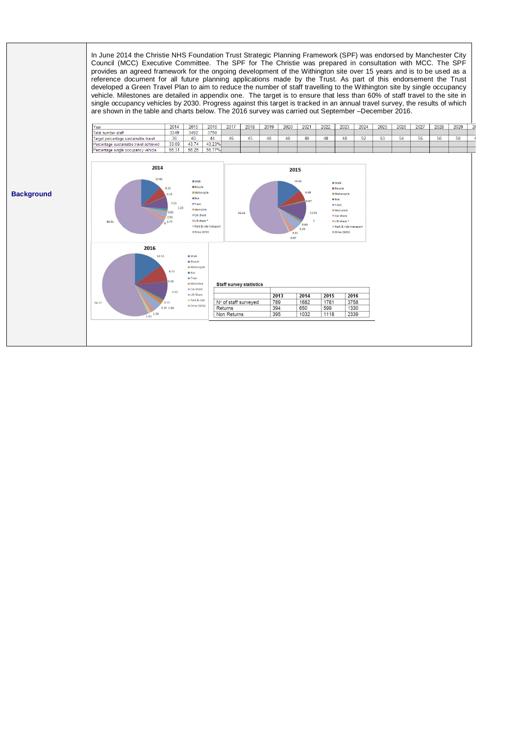## Background

In June 2014 the Christie NHS Foundation Trust Strategic Planning Framework (SPF) was endorsed by Manchester City Council (MCC) Executive Committee. The SPF for The Christie was prepared in consultation with MCC. The SPF provides an agreed framework for the ongoing development of the Withington site over 15 years and is to be used as a reference document for all future planning applications made by the Trust. As part of this endorsement the Trust developed a Green Travel Plan to aim to reduce the number of staff travelling to the Withington site by single occupancy vehicle. Milestones are detailed in appendix one. The target is to ensure that less than 60% of staff travel to the site in single occupancy vehicles by 2030. Progress against this target is tracked in an annual travel survey, the results of which are shown in the table and charts below. The 2016 survey was carried out September –December 2016.

| Year | 2014 | 2015 | 2016 | 2017 | 2018 | 2019 | 2020 | 2021 | 2022 | 2023 | 2024 | 2025 | 2026 | 2027 | 2028 | 2029 | 20 |
|---|---|---|---|---|---|---|---|---|---|---|---|---|---|---|---|---|---|
| Total number staff | 3349 | 3492 | 3758 | | | | | | | | | | | | | | |
| Target percentage sustainable travel | 36 | 40 | 44 | 45 | 45 | 48 | 48 | 48 | 48 | 48 | 52 | 53 | 54 | 55 | 56 | 58 | 6 |
| Percentage sustainable travel achieved | 33.69 | 43.74 | 43.23% | | | | | | | | | | | | | | |
| Percentage single occupancy vehicle | 66.31 | 56.26 | 56.77% | | | | | | | | | | | | | | |

**2014**

Walk 12.62, Bicycle 6.15, Motorcycle 0.15, Bus 7.23, Train 1.23, Metrolink 0.62, Car share 2.92, Lift share * 2.77, Park & ride transport 0, Drive (SOV) 66.31

**2015**

Walk 14.02, Bicycle 6.68, Motorcycle 0.67, Bus 11.52, Train 1, Metrolink 0.83, Car share 5.34, Lift share * 3.01, Park & ride transport 0.67, Drive (SOV) 56.26

**2016**

Walk 14.51, Bicycle 8.72, Motorcycle 0.08, Bus 9.32, Trian 0.75, Metrolink 1.88, Car share 4.36, Lift Share 2.18, Park & ride 1.43, Drive (SOV) 56.77

**Staff survey statistics**

| | 2013 | 2014 | 2015 | 2016 |
|---|---|---|---|---|
| Nº of staff surveyed | 789 | 1682 | 1781 | 3758 |
| Returns | 394 | 650 | 599 | 1330 |
| Non Returns | 395 | 1032 | 1118 | 2339 |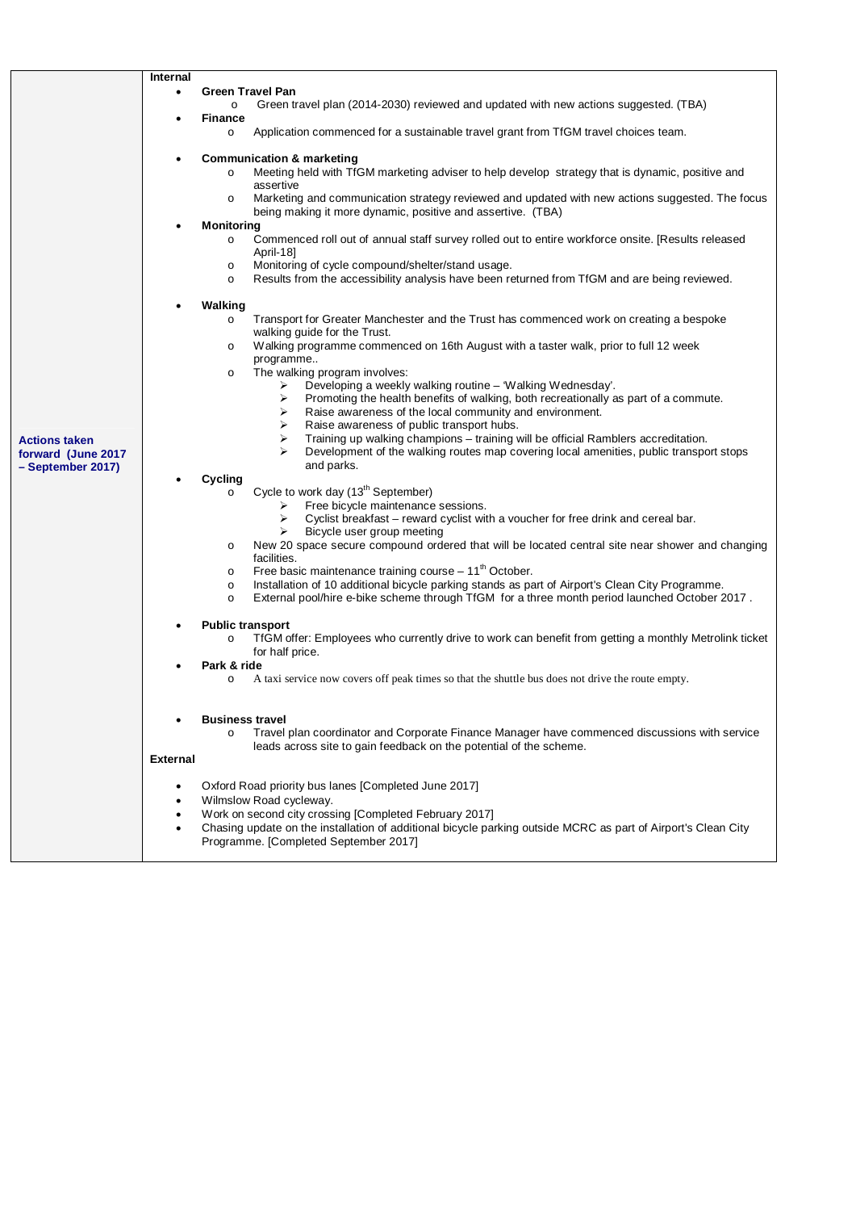| | |
|---|---|
| **Actions taken forward (June 2017 – September 2017)** | **Internal**<br><br>• **Green Travel Pan**<br>&nbsp;&nbsp;&nbsp;&nbsp;o Green travel plan (2014-2030) reviewed and updated with new actions suggested. (TBA)<br>• **Finance**<br>&nbsp;&nbsp;&nbsp;&nbsp;o Application commenced for a sustainable travel grant from TfGM travel choices team.<br><br>• **Communication & marketing**<br>&nbsp;&nbsp;&nbsp;&nbsp;o Meeting held with TfGM marketing adviser to help develop strategy that is dynamic, positive and assertive<br>&nbsp;&nbsp;&nbsp;&nbsp;o Marketing and communication strategy reviewed and updated with new actions suggested. The focus being making it more dynamic, positive and assertive. (TBA)<br>• **Monitoring**<br>&nbsp;&nbsp;&nbsp;&nbsp;o Commenced roll out of annual staff survey rolled out to entire workforce onsite. [Results released April-18]<br>&nbsp;&nbsp;&nbsp;&nbsp;o Monitoring of cycle compound/shelter/stand usage.<br>&nbsp;&nbsp;&nbsp;&nbsp;o Results from the accessibility analysis have been returned from TfGM and are being reviewed.<br><br>• **Walking**<br>&nbsp;&nbsp;&nbsp;&nbsp;o Transport for Greater Manchester and the Trust has commenced work on creating a bespoke walking guide for the Trust.<br>&nbsp;&nbsp;&nbsp;&nbsp;o Walking programme commenced on 16th August with a taster walk, prior to full 12 week programme..<br>&nbsp;&nbsp;&nbsp;&nbsp;o The walking program involves:<br>&nbsp;&nbsp;&nbsp;&nbsp;&nbsp;&nbsp;&nbsp;&nbsp;➢ Developing a weekly walking routine – 'Walking Wednesday'.<br>&nbsp;&nbsp;&nbsp;&nbsp;&nbsp;&nbsp;&nbsp;&nbsp;➢ Promoting the health benefits of walking, both recreationally as part of a commute.<br>&nbsp;&nbsp;&nbsp;&nbsp;&nbsp;&nbsp;&nbsp;&nbsp;➢ Raise awareness of the local community and environment.<br>&nbsp;&nbsp;&nbsp;&nbsp;&nbsp;&nbsp;&nbsp;&nbsp;➢ Raise awareness of public transport hubs.<br>&nbsp;&nbsp;&nbsp;&nbsp;&nbsp;&nbsp;&nbsp;&nbsp;➢ Training up walking champions – training will be official Ramblers accreditation.<br>&nbsp;&nbsp;&nbsp;&nbsp;&nbsp;&nbsp;&nbsp;&nbsp;➢ Development of the walking routes map covering local amenities, public transport stops and parks.<br>• **Cycling**<br>&nbsp;&nbsp;&nbsp;&nbsp;o Cycle to work day (13th September)<br>&nbsp;&nbsp;&nbsp;&nbsp;&nbsp;&nbsp;&nbsp;&nbsp;➢ Free bicycle maintenance sessions.<br>&nbsp;&nbsp;&nbsp;&nbsp;&nbsp;&nbsp;&nbsp;&nbsp;➢ Cyclist breakfast – reward cyclist with a voucher for free drink and cereal bar.<br>&nbsp;&nbsp;&nbsp;&nbsp;&nbsp;&nbsp;&nbsp;&nbsp;➢ Bicycle user group meeting<br>&nbsp;&nbsp;&nbsp;&nbsp;o New 20 space secure compound ordered that will be located central site near shower and changing facilities.<br>&nbsp;&nbsp;&nbsp;&nbsp;o Free basic maintenance training course – 11th October.<br>&nbsp;&nbsp;&nbsp;&nbsp;o Installation of 10 additional bicycle parking stands as part of Airport's Clean City Programme.<br>&nbsp;&nbsp;&nbsp;&nbsp;o External pool/hire e-bike scheme through TfGM for a three month period launched October 2017 .<br><br>• **Public transport**<br>&nbsp;&nbsp;&nbsp;&nbsp;o TfGM offer: Employees who currently drive to work can benefit from getting a monthly Metrolink ticket for half price.<br>• **Park & ride**<br>&nbsp;&nbsp;&nbsp;&nbsp;o A taxi service now covers off peak times so that the shuttle bus does not drive the route empty.<br><br>• **Business travel**<br>&nbsp;&nbsp;&nbsp;&nbsp;o Travel plan coordinator and Corporate Finance Manager have commenced discussions with service leads across site to gain feedback on the potential of the scheme.<br><br>**External**<br><br>• Oxford Road priority bus lanes [Completed June 2017]<br>• Wilmslow Road cycleway.<br>• Work on second city crossing [Completed February 2017]<br>• Chasing update on the installation of additional bicycle parking outside MCRC as part of Airport's Clean City Programme. [Completed September 2017] |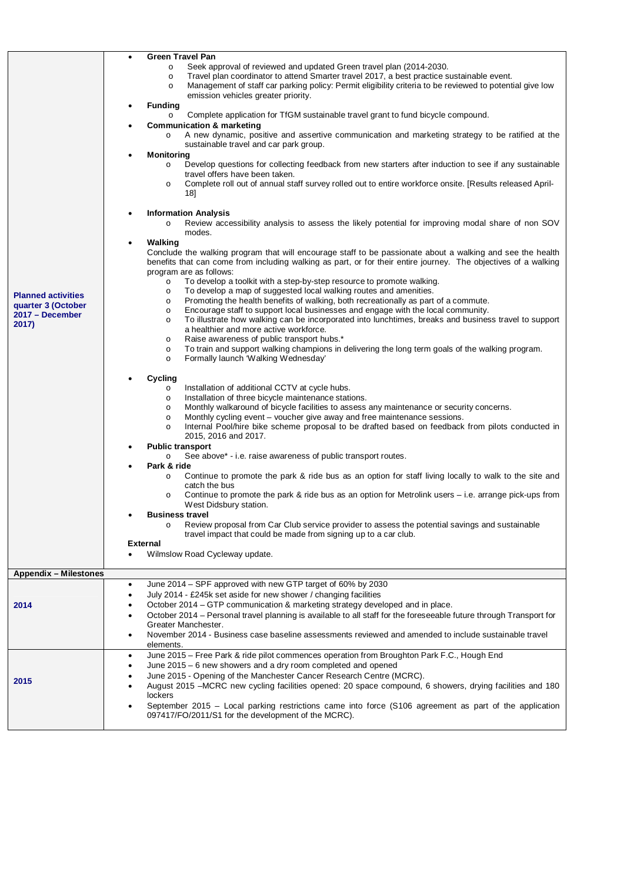| | |
|---|---|
| **Planned activities quarter 3 (October 2017 – December 2017)** | • **Green Travel Pan**<br>  ○ Seek approval of reviewed and updated Green travel plan (2014-2030.<br>  ○ Travel plan coordinator to attend Smarter travel 2017, a best practice sustainable event.<br>  ○ Management of staff car parking policy: Permit eligibility criteria to be reviewed to potential give low emission vehicles greater priority.<br>• **Funding**<br>  ○ Complete application for TfGM sustainable travel grant to fund bicycle compound.<br>• **Communication & marketing**<br>  ○ A new dynamic, positive and assertive communication and marketing strategy to be ratified at the sustainable travel and car park group.<br>• **Monitoring**<br>  ○ Develop questions for collecting feedback from new starters after induction to see if any sustainable travel offers have been taken.<br>  ○ Complete roll out of annual staff survey rolled out to entire workforce onsite. [Results released April-18]<br><br>• **Information Analysis**<br>  ○ Review accessibility analysis to assess the likely potential for improving modal share of non SOV modes.<br>• **Walking**<br>Conclude the walking program that will encourage staff to be passionate about a walking and see the health benefits that can come from including walking as part, or for their entire journey. The objectives of a walking program are as follows:<br>  ○ To develop a toolkit with a step-by-step resource to promote walking.<br>  ○ To develop a map of suggested local walking routes and amenities.<br>  ○ Promoting the health benefits of walking, both recreationally as part of a commute.<br>  ○ Encourage staff to support local businesses and engage with the local community.<br>  ○ To illustrate how walking can be incorporated into lunchtimes, breaks and business travel to support a healthier and more active workforce.<br>  ○ Raise awareness of public transport hubs.*<br>  ○ To train and support walking champions in delivering the long term goals of the walking program.<br>  ○ Formally launch 'Walking Wednesday'<br><br>• **Cycling**<br>  ○ Installation of additional CCTV at cycle hubs.<br>  ○ Installation of three bicycle maintenance stations.<br>  ○ Monthly walkaround of bicycle facilities to assess any maintenance or security concerns.<br>  ○ Monthly cycling event – voucher give away and free maintenance sessions.<br>  ○ Internal Pool/hire bike scheme proposal to be drafted based on feedback from pilots conducted in 2015, 2016 and 2017.<br>• **Public transport**<br>  ○ See above* - i.e. raise awareness of public transport routes.<br>• **Park & ride**<br>  ○ Continue to promote the park & ride bus as an option for staff living locally to walk to the site and catch the bus<br>  ○ Continue to promote the park & ride bus as an option for Metrolink users – i.e. arrange pick-ups from West Didsbury station.<br>• **Business travel**<br>  ○ Review proposal from Car Club service provider to assess the potential savings and sustainable travel impact that could be made from signing up to a car club.<br>**External**<br>• Wilmslow Road Cycleway update. |
| **Appendix – Milestones** | |
| **2014** | • June 2014 – SPF approved with new GTP target of 60% by 2030<br>• July 2014 - £245k set aside for new shower / changing facilities<br>• October 2014 – GTP communication & marketing strategy developed and in place.<br>• October 2014 – Personal travel planning is available to all staff for the foreseeable future through Transport for Greater Manchester.<br>• November 2014 - Business case baseline assessments reviewed and amended to include sustainable travel elements. |
| **2015** | • June 2015 – Free Park & ride pilot commences operation from Broughton Park F.C., Hough End<br>• June 2015 – 6 new showers and a dry room completed and opened<br>• June 2015 - Opening of the Manchester Cancer Research Centre (MCRC).<br>• August 2015 –MCRC new cycling facilities opened: 20 space compound, 6 showers, drying facilities and 180 lockers<br>• September 2015 – Local parking restrictions came into force (S106 agreement as part of the application 097417/FO/2011/S1 for the development of the MCRC). |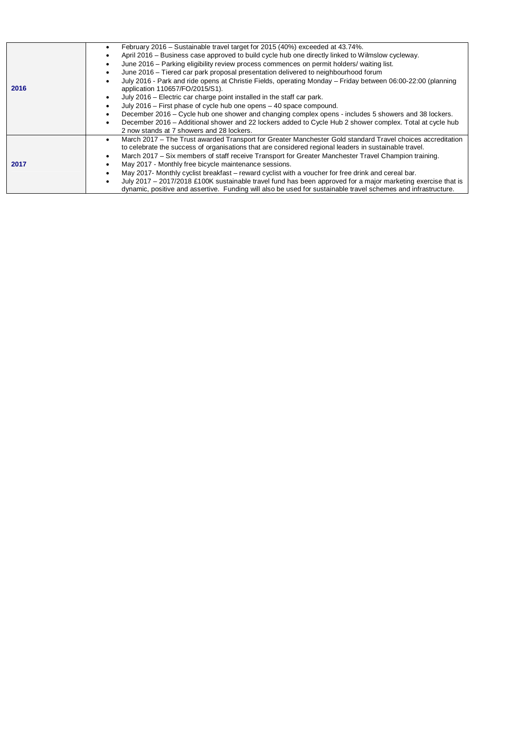| | |
|---|---|
| **2016** | • February 2016 – Sustainable travel target for 2015 (40%) exceeded at 43.74%.<br>• April 2016 – Business case approved to build cycle hub one directly linked to Wilmslow cycleway.<br>• June 2016 – Parking eligibility review process commences on permit holders/ waiting list.<br>• June 2016 – Tiered car park proposal presentation delivered to neighbourhood forum<br>• July 2016 - Park and ride opens at Christie Fields, operating Monday – Friday between 06:00-22:00 (planning application 110657/FO/2015/S1).<br>• July 2016 – Electric car charge point installed in the staff car park.<br>• July 2016 – First phase of cycle hub one opens – 40 space compound.<br>• December 2016 – Cycle hub one shower and changing complex opens - includes 5 showers and 38 lockers.<br>• December 2016 – Additional shower and 22 lockers added to Cycle Hub 2 shower complex. Total at cycle hub 2 now stands at 7 showers and 28 lockers. |
| **2017** | • March 2017 – The Trust awarded Transport for Greater Manchester Gold standard Travel choices accreditation to celebrate the success of organisations that are considered regional leaders in sustainable travel.<br>• March 2017 – Six members of staff receive Transport for Greater Manchester Travel Champion training.<br>• May 2017 - Monthly free bicycle maintenance sessions.<br>• May 2017- Monthly cyclist breakfast – reward cyclist with a voucher for free drink and cereal bar.<br>• July 2017 – 2017/2018 £100K sustainable travel fund has been approved for a major marketing exercise that is dynamic, positive and assertive. Funding will also be used for sustainable travel schemes and infrastructure. |